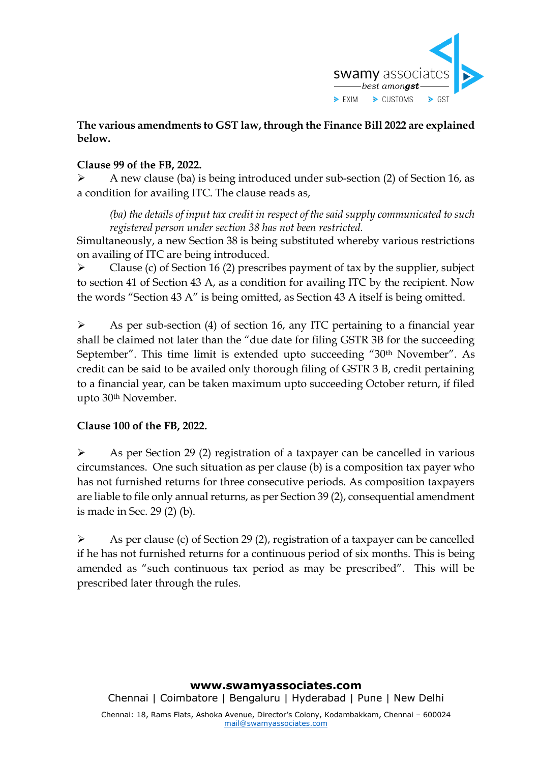**The various amendments to GST law, through the Finance Bill 2022 are explained below.**

**Clause 99 of the FB, 2022.**

- A new clause (ba) is being introduced under sub-section (2) of Section 16, as a condition for availing ITC. The clause reads as,

> *(ba) the details of input tax credit in respect of the said supply communicated to such registered person under section 38 has not been restricted.*

Simultaneously, a new Section 38 is being substituted whereby various restrictions on availing of ITC are being introduced.

- Clause (c) of Section 16 (2) prescribes payment of tax by the supplier, subject to section 41 of Section 43 A, as a condition for availing ITC by the recipient. Now the words "Section 43 A" is being omitted, as Section 43 A itself is being omitted.

- As per sub-section (4) of section 16, any ITC pertaining to a financial year shall be claimed not later than the "due date for filing GSTR 3B for the succeeding September". This time limit is extended upto succeeding "30th November". As credit can be said to be availed only thorough filing of GSTR 3 B, credit pertaining to a financial year, can be taken maximum upto succeeding October return, if filed upto 30th November.

**Clause 100 of the FB, 2022.**

- As per Section 29 (2) registration of a taxpayer can be cancelled in various circumstances. One such situation as per clause (b) is a composition tax payer who has not furnished returns for three consecutive periods. As composition taxpayers are liable to file only annual returns, as per Section 39 (2), consequential amendment is made in Sec. 29 (2) (b).

- As per clause (c) of Section 29 (2), registration of a taxpayer can be cancelled if he has not furnished returns for a continuous period of six months. This is being amended as "such continuous tax period as may be prescribed". This will be prescribed later through the rules.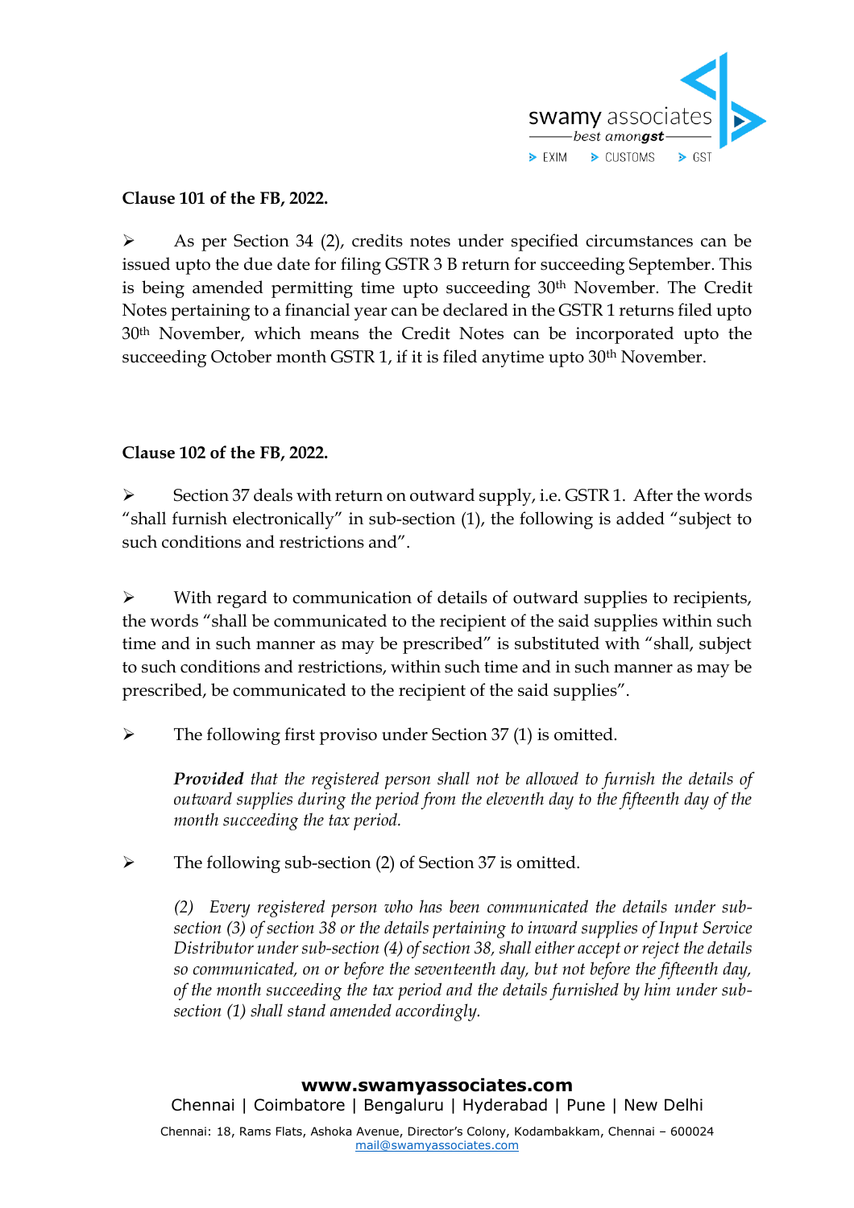**Clause 101 of the FB, 2022.**

- As per Section 34 (2), credits notes under specified circumstances can be issued upto the due date for filing GSTR 3 B return for succeeding September. This is being amended permitting time upto succeeding 30th November. The Credit Notes pertaining to a financial year can be declared in the GSTR 1 returns filed upto 30th November, which means the Credit Notes can be incorporated upto the succeeding October month GSTR 1, if it is filed anytime upto 30th November.

**Clause 102 of the FB, 2022.**

- Section 37 deals with return on outward supply, i.e. GSTR 1. After the words "shall furnish electronically" in sub-section (1), the following is added "subject to such conditions and restrictions and".

- With regard to communication of details of outward supplies to recipients, the words "shall be communicated to the recipient of the said supplies within such time and in such manner as may be prescribed" is substituted with "shall, subject to such conditions and restrictions, within such time and in such manner as may be prescribed, be communicated to the recipient of the said supplies".

- The following first proviso under Section 37 (1) is omitted.

  ***Provided*** *that the registered person shall not be allowed to furnish the details of outward supplies during the period from the eleventh day to the fifteenth day of the month succeeding the tax period.*

- The following sub-section (2) of Section 37 is omitted.

  *(2) Every registered person who has been communicated the details under sub-section (3) of section 38 or the details pertaining to inward supplies of Input Service Distributor under sub-section (4) of section 38, shall either accept or reject the details so communicated, on or before the seventeenth day, but not before the fifteenth day, of the month succeeding the tax period and the details furnished by him under sub-section (1) shall stand amended accordingly.*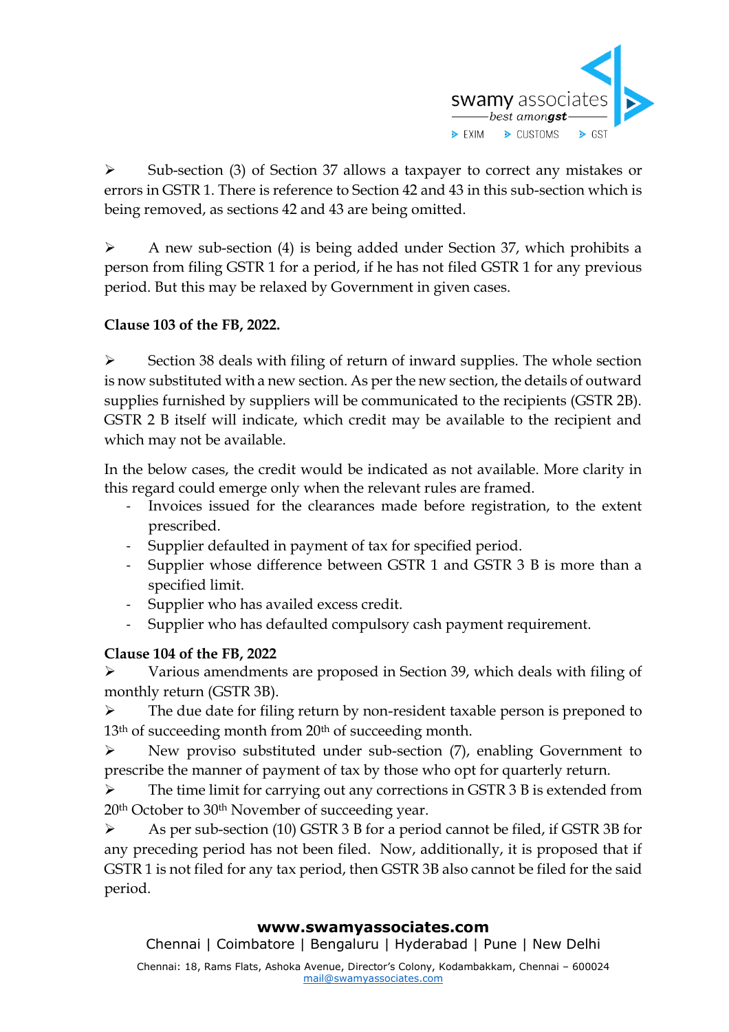- Sub-section (3) of Section 37 allows a taxpayer to correct any mistakes or errors in GSTR 1. There is reference to Section 42 and 43 in this sub-section which is being removed, as sections 42 and 43 are being omitted.

- A new sub-section (4) is being added under Section 37, which prohibits a person from filing GSTR 1 for a period, if he has not filed GSTR 1 for any previous period. But this may be relaxed by Government in given cases.

**Clause 103 of the FB, 2022.**

- Section 38 deals with filing of return of inward supplies. The whole section is now substituted with a new section. As per the new section, the details of outward supplies furnished by suppliers will be communicated to the recipients (GSTR 2B). GSTR 2 B itself will indicate, which credit may be available to the recipient and which may not be available.

In the below cases, the credit would be indicated as not available. More clarity in this regard could emerge only when the relevant rules are framed.

- Invoices issued for the clearances made before registration, to the extent prescribed.
- Supplier defaulted in payment of tax for specified period.
- Supplier whose difference between GSTR 1 and GSTR 3 B is more than a specified limit.
- Supplier who has availed excess credit.
- Supplier who has defaulted compulsory cash payment requirement.

**Clause 104 of the FB, 2022**

- Various amendments are proposed in Section 39, which deals with filing of monthly return (GSTR 3B).
- The due date for filing return by non-resident taxable person is preponed to 13th of succeeding month from 20th of succeeding month.
- New proviso substituted under sub-section (7), enabling Government to prescribe the manner of payment of tax by those who opt for quarterly return.
- The time limit for carrying out any corrections in GSTR 3 B is extended from 20th October to 30th November of succeeding year.
- As per sub-section (10) GSTR 3 B for a period cannot be filed, if GSTR 3B for any preceding period has not been filed. Now, additionally, it is proposed that if GSTR 1 is not filed for any tax period, then GSTR 3B also cannot be filed for the said period.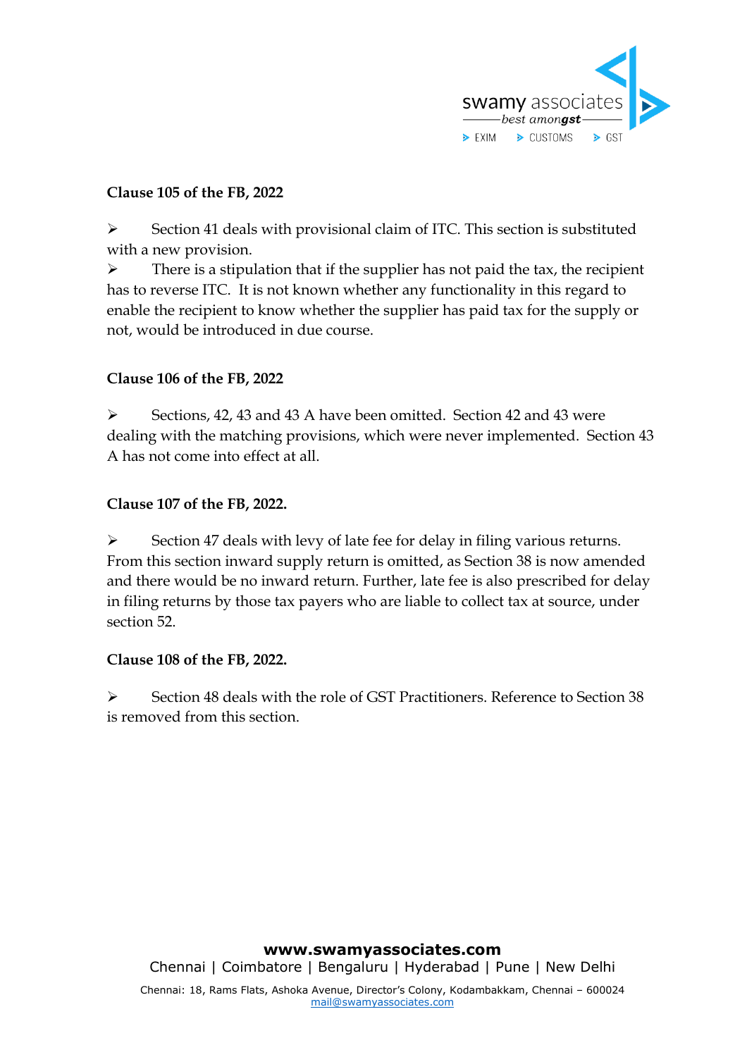**Clause 105 of the FB, 2022**

- Section 41 deals with provisional claim of ITC. This section is substituted with a new provision.
- There is a stipulation that if the supplier has not paid the tax, the recipient has to reverse ITC. It is not known whether any functionality in this regard to enable the recipient to know whether the supplier has paid tax for the supply or not, would be introduced in due course.

**Clause 106 of the FB, 2022**

- Sections, 42, 43 and 43 A have been omitted. Section 42 and 43 were dealing with the matching provisions, which were never implemented. Section 43 A has not come into effect at all.

**Clause 107 of the FB, 2022.**

- Section 47 deals with levy of late fee for delay in filing various returns. From this section inward supply return is omitted, as Section 38 is now amended and there would be no inward return. Further, late fee is also prescribed for delay in filing returns by those tax payers who are liable to collect tax at source, under section 52.

**Clause 108 of the FB, 2022.**

- Section 48 deals with the role of GST Practitioners. Reference to Section 38 is removed from this section.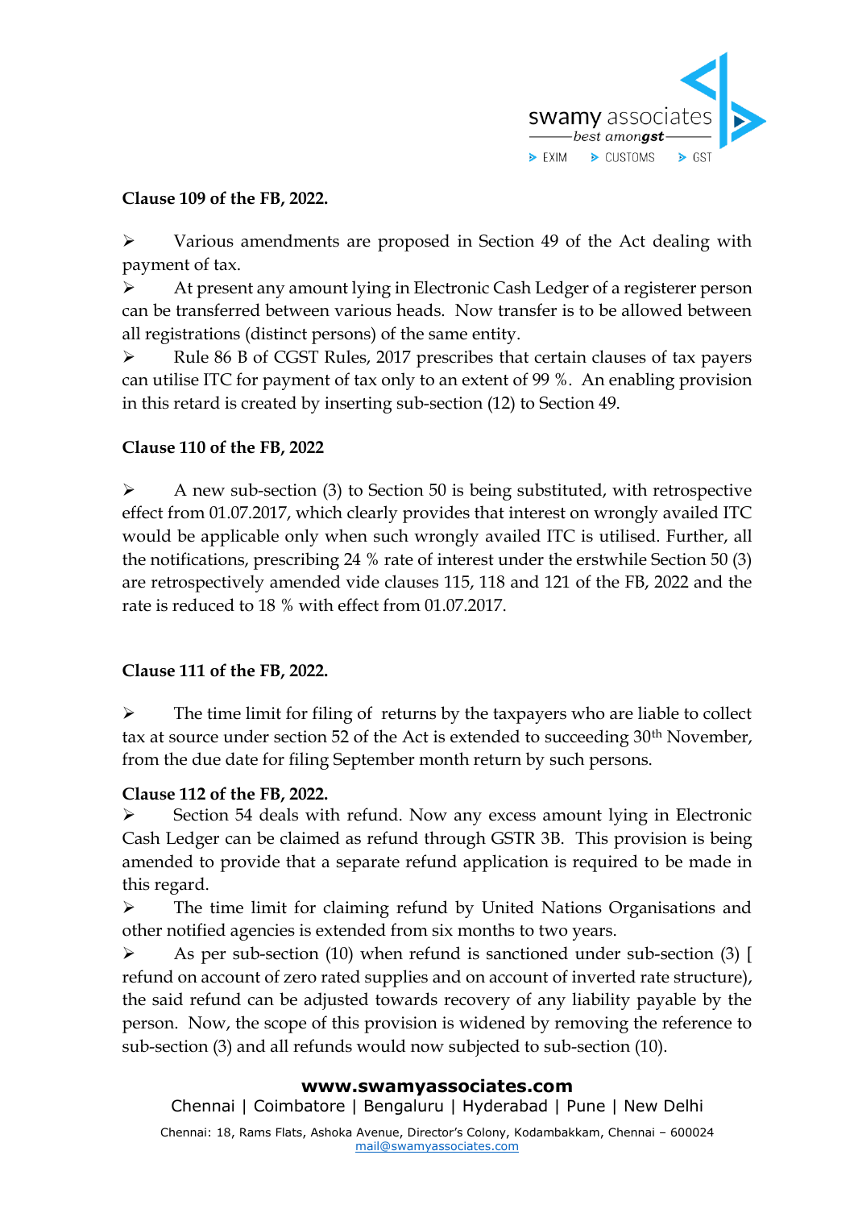**Clause 109 of the FB, 2022.**

- Various amendments are proposed in Section 49 of the Act dealing with payment of tax.
- At present any amount lying in Electronic Cash Ledger of a registerer person can be transferred between various heads. Now transfer is to be allowed between all registrations (distinct persons) of the same entity.
- Rule 86 B of CGST Rules, 2017 prescribes that certain clauses of tax payers can utilise ITC for payment of tax only to an extent of 99 %. An enabling provision in this retard is created by inserting sub-section (12) to Section 49.

**Clause 110 of the FB, 2022**

- A new sub-section (3) to Section 50 is being substituted, with retrospective effect from 01.07.2017, which clearly provides that interest on wrongly availed ITC would be applicable only when such wrongly availed ITC is utilised. Further, all the notifications, prescribing 24 % rate of interest under the erstwhile Section 50 (3) are retrospectively amended vide clauses 115, 118 and 121 of the FB, 2022 and the rate is reduced to 18 % with effect from 01.07.2017.

**Clause 111 of the FB, 2022.**

- The time limit for filing of returns by the taxpayers who are liable to collect tax at source under section 52 of the Act is extended to succeeding 30th November, from the due date for filing September month return by such persons.

**Clause 112 of the FB, 2022.**

- Section 54 deals with refund. Now any excess amount lying in Electronic Cash Ledger can be claimed as refund through GSTR 3B. This provision is being amended to provide that a separate refund application is required to be made in this regard.
- The time limit for claiming refund by United Nations Organisations and other notified agencies is extended from six months to two years.
- As per sub-section (10) when refund is sanctioned under sub-section (3) [ refund on account of zero rated supplies and on account of inverted rate structure), the said refund can be adjusted towards recovery of any liability payable by the person. Now, the scope of this provision is widened by removing the reference to sub-section (3) and all refunds would now subjected to sub-section (10).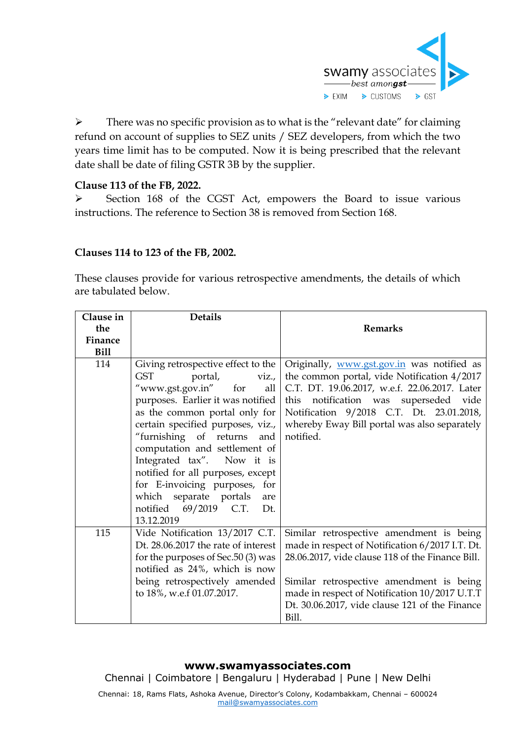➢ There was no specific provision as to what is the "relevant date" for claiming refund on account of supplies to SEZ units / SEZ developers, from which the two years time limit has to be computed. Now it is being prescribed that the relevant date shall be date of filing GSTR 3B by the supplier.

**Clause 113 of the FB, 2022.**

➢ Section 168 of the CGST Act, empowers the Board to issue various instructions. The reference to Section 38 is removed from Section 168.

**Clauses 114 to 123 of the FB, 2002.**

These clauses provide for various retrospective amendments, the details of which are tabulated below.

| Clause in the Finance Bill | Details | Remarks |
|---|---|---|
| 114 | Giving retrospective effect to the GST portal, viz., "www.gst.gov.in" for all purposes. Earlier it was notified as the common portal only for certain specified purposes, viz., "furnishing of returns and computation and settlement of Integrated tax". Now it is notified for all purposes, except for E-invoicing purposes, for which separate portals are notified 69/2019 C.T. Dt. 13.12.2019 | Originally, www.gst.gov.in was notified as the common portal, vide Notification 4/2017 C.T. DT. 19.06.2017, w.e.f. 22.06.2017. Later this notification was superseded vide Notification 9/2018 C.T. Dt. 23.01.2018, whereby Eway Bill portal was also separately notified. |
| 115 | Vide Notification 13/2017 C.T. Dt. 28.06.2017 the rate of interest for the purposes of Sec.50 (3) was notified as 24%, which is now being retrospectively amended to 18%, w.e.f 01.07.2017. | Similar retrospective amendment is being made in respect of Notification 6/2017 I.T. Dt. 28.06.2017, vide clause 118 of the Finance Bill.<br><br>Similar retrospective amendment is being made in respect of Notification 10/2017 U.T.T Dt. 30.06.2017, vide clause 121 of the Finance Bill. |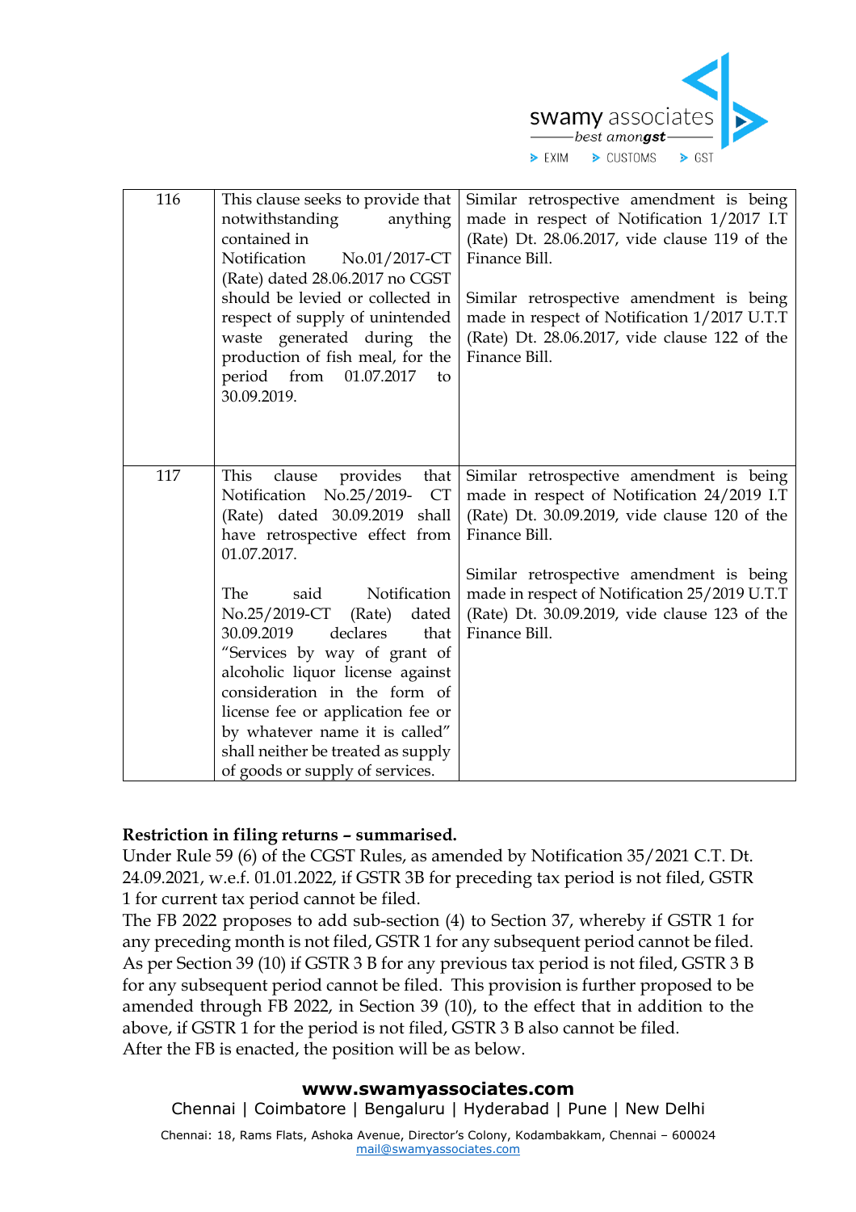| 116 | This clause seeks to provide that notwithstanding anything contained in Notification No.01/2017-CT (Rate) dated 28.06.2017 no CGST should be levied or collected in respect of supply of unintended waste generated during the production of fish meal, for the period from 01.07.2017 to 30.09.2019. | Similar retrospective amendment is being made in respect of Notification 1/2017 I.T (Rate) Dt. 28.06.2017, vide clause 119 of the Finance Bill.<br><br>Similar retrospective amendment is being made in respect of Notification 1/2017 U.T.T (Rate) Dt. 28.06.2017, vide clause 122 of the Finance Bill. |
|---|---|---|
| 117 | This clause provides that Notification No.25/2019- CT (Rate) dated 30.09.2019 shall have retrospective effect from 01.07.2017.<br><br>The said Notification No.25/2019-CT (Rate) dated 30.09.2019 declares that "Services by way of grant of alcoholic liquor license against consideration in the form of license fee or application fee or by whatever name it is called" shall neither be treated as supply of goods or supply of services. | Similar retrospective amendment is being made in respect of Notification 24/2019 I.T (Rate) Dt. 30.09.2019, vide clause 120 of the Finance Bill.<br><br>Similar retrospective amendment is being made in respect of Notification 25/2019 U.T.T (Rate) Dt. 30.09.2019, vide clause 123 of the Finance Bill. |

**Restriction in filing returns – summarised.**

Under Rule 59 (6) of the CGST Rules, as amended by Notification 35/2021 C.T. Dt. 24.09.2021, w.e.f. 01.01.2022, if GSTR 3B for preceding tax period is not filed, GSTR 1 for current tax period cannot be filed.

The FB 2022 proposes to add sub-section (4) to Section 37, whereby if GSTR 1 for any preceding month is not filed, GSTR 1 for any subsequent period cannot be filed.

As per Section 39 (10) if GSTR 3 B for any previous tax period is not filed, GSTR 3 B for any subsequent period cannot be filed. This provision is further proposed to be amended through FB 2022, in Section 39 (10), to the effect that in addition to the above, if GSTR 1 for the period is not filed, GSTR 3 B also cannot be filed.

After the FB is enacted, the position will be as below.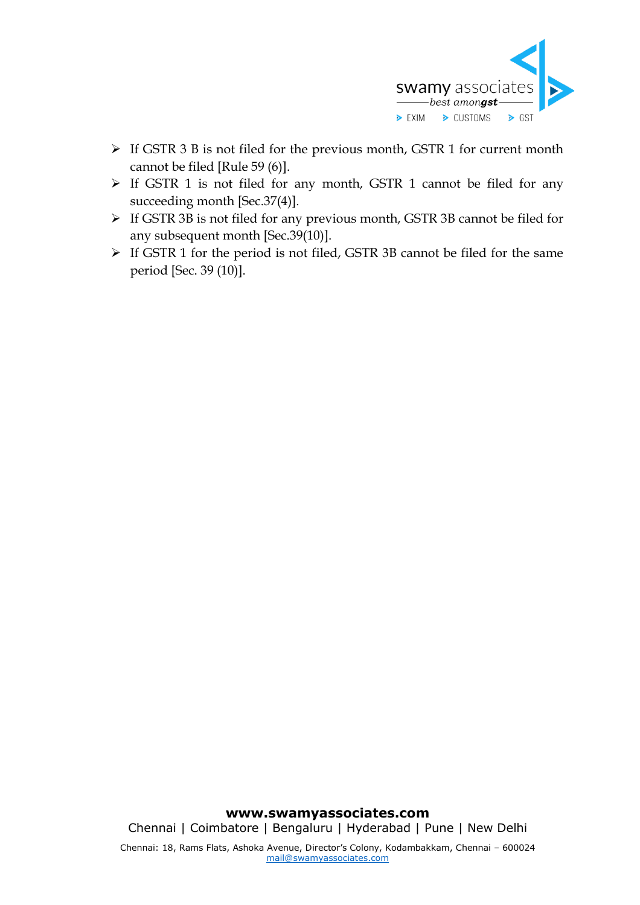- If GSTR 3 B is not filed for the previous month, GSTR 1 for current month cannot be filed [Rule 59 (6)].
- If GSTR 1 is not filed for any month, GSTR 1 cannot be filed for any succeeding month [Sec.37(4)].
- If GSTR 3B is not filed for any previous month, GSTR 3B cannot be filed for any subsequent month [Sec.39(10)].
- If GSTR 1 for the period is not filed, GSTR 3B cannot be filed for the same period [Sec. 39 (10)].